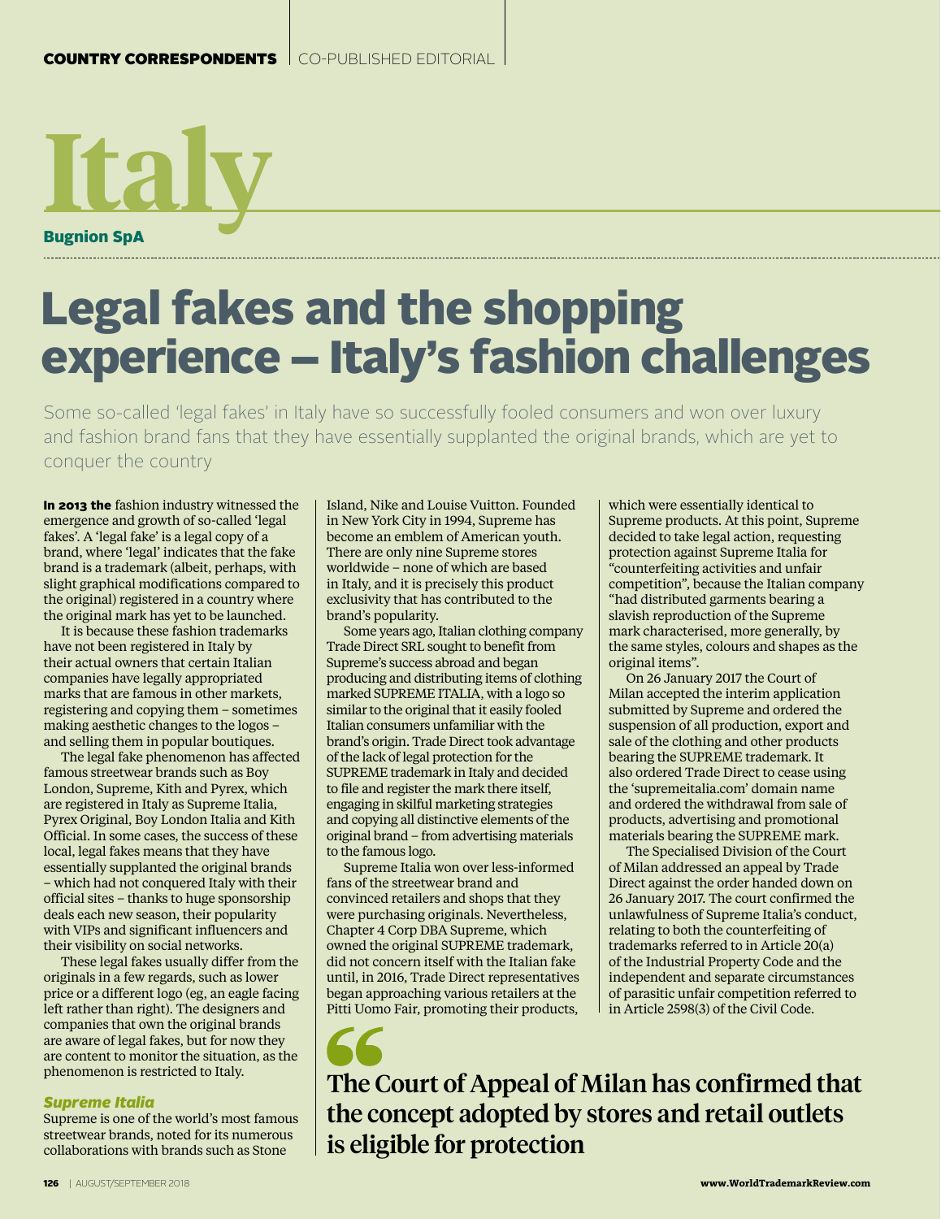COUNTRY CORRESPONDENTS | CO-PUBLISHED EDITORIAL

# Italy

**Bugnion SpA**

## Legal fakes and the shopping experience – Italy's fashion challenges

Some so-called 'legal fakes' in Italy have so successfully fooled consumers and won over luxury and fashion brand fans that they have essentially supplanted the original brands, which are yet to conquer the country

**In 2013 the** fashion industry witnessed the emergence and growth of so-called 'legal fakes'. A 'legal fake' is a legal copy of a brand, where 'legal' indicates that the fake brand is a trademark (albeit, perhaps, with slight graphical modifications compared to the original) registered in a country where the original mark has yet to be launched.

It is because these fashion trademarks have not been registered in Italy by their actual owners that certain Italian companies have legally appropriated marks that are famous in other markets, registering and copying them – sometimes making aesthetic changes to the logos – and selling them in popular boutiques.

The legal fake phenomenon has affected famous streetwear brands such as Boy London, Supreme, Kith and Pyrex, which are registered in Italy as Supreme Italia, Pyrex Original, Boy London Italia and Kith Official. In some cases, the success of these local, legal fakes means that they have essentially supplanted the original brands – which had not conquered Italy with their official sites – thanks to huge sponsorship deals each new season, their popularity with VIPs and significant influencers and their visibility on social networks.

These legal fakes usually differ from the originals in a few regards, such as lower price or a different logo (eg, an eagle facing left rather than right). The designers and companies that own the original brands are aware of legal fakes, but for now they are content to monitor the situation, as the phenomenon is restricted to Italy.

### *Supreme Italia*

Supreme is one of the world's most famous streetwear brands, noted for its numerous collaborations with brands such as Stone Island, Nike and Louise Vuitton. Founded in New York City in 1994, Supreme has become an emblem of American youth. There are only nine Supreme stores worldwide – none of which are based in Italy, and it is precisely this product exclusivity that has contributed to the brand's popularity.

Some years ago, Italian clothing company Trade Direct SRL sought to benefit from Supreme's success abroad and began producing and distributing items of clothing marked SUPREME ITALIA, with a logo so similar to the original that it easily fooled Italian consumers unfamiliar with the brand's origin. Trade Direct took advantage of the lack of legal protection for the SUPREME trademark in Italy and decided to file and register the mark there itself, engaging in skilful marketing strategies and copying all distinctive elements of the original brand – from advertising materials to the famous logo.

Supreme Italia won over less-informed fans of the streetwear brand and convinced retailers and shops that they were purchasing originals. Nevertheless, Chapter 4 Corp DBA Supreme, which owned the original SUPREME trademark, did not concern itself with the Italian fake until, in 2016, Trade Direct representatives began approaching various retailers at the Pitti Uomo Fair, promoting their products, which were essentially identical to Supreme products. At this point, Supreme decided to take legal action, requesting protection against Supreme Italia for "counterfeiting activities and unfair competition", because the Italian company "had distributed garments bearing a slavish reproduction of the Supreme mark characterised, more generally, by the same styles, colours and shapes as the original items".

On 26 January 2017 the Court of Milan accepted the interim application submitted by Supreme and ordered the suspension of all production, export and sale of the clothing and other products bearing the SUPREME trademark. It also ordered Trade Direct to cease using the 'supremeitalia.com' domain name and ordered the withdrawal from sale of products, advertising and promotional materials bearing the SUPREME mark.

The Specialised Division of the Court of Milan addressed an appeal by Trade Direct against the order handed down on 26 January 2017. The court confirmed the unlawfulness of Supreme Italia's conduct, relating to both the counterfeiting of trademarks referred to in Article 20(a) of the Industrial Property Code and the independent and separate circumstances of parasitic unfair competition referred to in Article 2598(3) of the Civil Code.

> **"The Court of Appeal of Milan has confirmed that the concept adopted by stores and retail outlets is eligible for protection**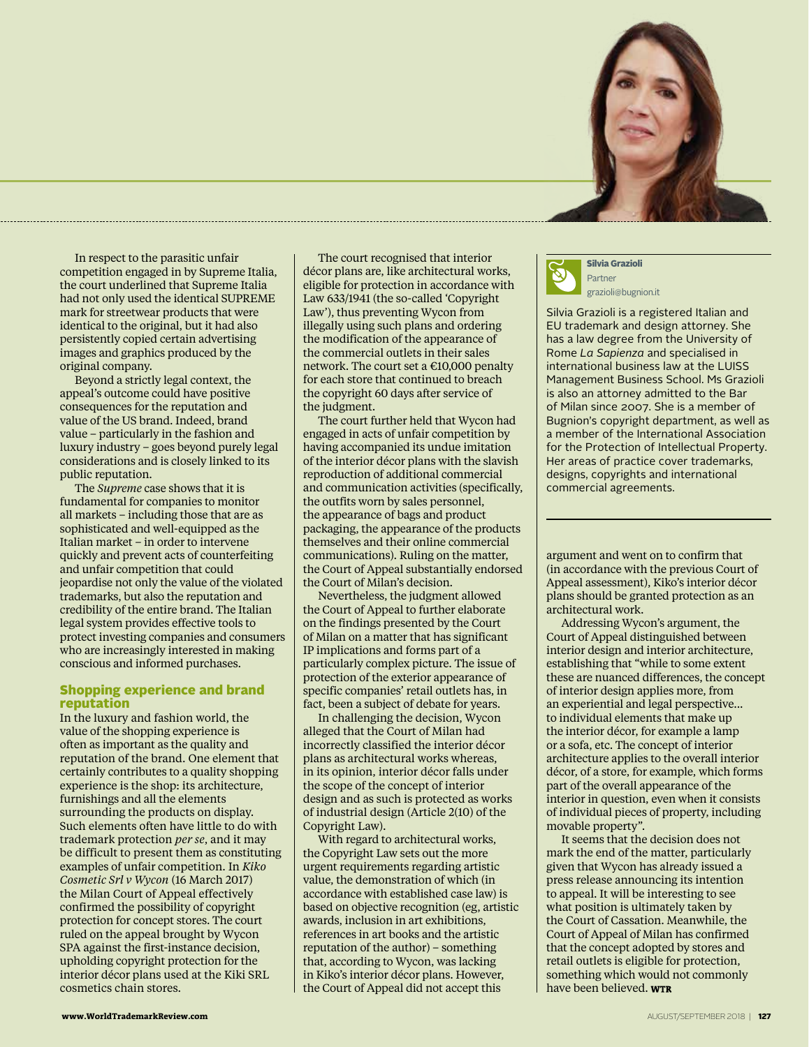In respect to the parasitic unfair competition engaged in by Supreme Italia, the court underlined that Supreme Italia had not only used the identical SUPREME mark for streetwear products that were identical to the original, but it had also persistently copied certain advertising images and graphics produced by the original company.

Beyond a strictly legal context, the appeal's outcome could have positive consequences for the reputation and value of the US brand. Indeed, brand value – particularly in the fashion and luxury industry – goes beyond purely legal considerations and is closely linked to its public reputation.

The *Supreme* case shows that it is fundamental for companies to monitor all markets – including those that are as sophisticated and well-equipped as the Italian market – in order to intervene quickly and prevent acts of counterfeiting and unfair competition that could jeopardise not only the value of the violated trademarks, but also the reputation and credibility of the entire brand. The Italian legal system provides effective tools to protect investing companies and consumers who are increasingly interested in making conscious and informed purchases.

## Shopping experience and brand reputation

In the luxury and fashion world, the value of the shopping experience is often as important as the quality and reputation of the brand. One element that certainly contributes to a quality shopping experience is the shop: its architecture, furnishings and all the elements surrounding the products on display. Such elements often have little to do with trademark protection *per se*, and it may be difficult to present them as constituting examples of unfair competition. In *Kiko Cosmetic Srl v Wycon* (16 March 2017) the Milan Court of Appeal effectively confirmed the possibility of copyright protection for concept stores. The court ruled on the appeal brought by Wycon SPA against the first-instance decision, upholding copyright protection for the interior décor plans used at the Kiki SRL cosmetics chain stores.

The court recognised that interior décor plans are, like architectural works, eligible for protection in accordance with Law 633/1941 (the so-called 'Copyright Law'), thus preventing Wycon from illegally using such plans and ordering the modification of the appearance of the commercial outlets in their sales network. The court set a €10,000 penalty for each store that continued to breach the copyright 60 days after service of the judgment.

The court further held that Wycon had engaged in acts of unfair competition by having accompanied its undue imitation of the interior décor plans with the slavish reproduction of additional commercial and communication activities (specifically, the outfits worn by sales personnel, the appearance of bags and product packaging, the appearance of the products themselves and their online commercial communications). Ruling on the matter, the Court of Appeal substantially endorsed the Court of Milan's decision.

Nevertheless, the judgment allowed the Court of Appeal to further elaborate on the findings presented by the Court of Milan on a matter that has significant IP implications and forms part of a particularly complex picture. The issue of protection of the exterior appearance of specific companies' retail outlets has, in fact, been a subject of debate for years.

In challenging the decision, Wycon alleged that the Court of Milan had incorrectly classified the interior décor plans as architectural works whereas, in its opinion, interior décor falls under the scope of the concept of interior design and as such is protected as works of industrial design (Article 2(10) of the Copyright Law).

With regard to architectural works, the Copyright Law sets out the more urgent requirements regarding artistic value, the demonstration of which (in accordance with established case law) is based on objective recognition (eg, artistic awards, inclusion in art exhibitions, references in art books and the artistic reputation of the author) – something that, according to Wycon, was lacking in Kiko's interior décor plans. However, the Court of Appeal did not accept this argument and went on to confirm that (in accordance with the previous Court of Appeal assessment), Kiko's interior décor plans should be granted protection as an architectural work.

Addressing Wycon's argument, the Court of Appeal distinguished between interior design and interior architecture, establishing that "while to some extent these are nuanced differences, the concept of interior design applies more, from an experiential and legal perspective… to individual elements that make up the interior décor, for example a lamp or a sofa, etc. The concept of interior architecture applies to the overall interior décor, of a store, for example, which forms part of the overall appearance of the interior in question, even when it consists of individual pieces of property, including movable property".

It seems that the decision does not mark the end of the matter, particularly given that Wycon has already issued a press release announcing its intention to appeal. It will be interesting to see what position is ultimately taken by the Court of Cassation. Meanwhile, the Court of Appeal of Milan has confirmed that the concept adopted by stores and retail outlets is eligible for protection, something which would not commonly have been believed. **WTR**

**Silvia Grazioli**
Partner
grazioli@bugnion.it

Silvia Grazioli is a registered Italian and EU trademark and design attorney. She has a law degree from the University of Rome *La Sapienza* and specialised in international business law at the LUISS Management Business School. Ms Grazioli is also an attorney admitted to the Bar of Milan since 2007. She is a member of Bugnion's copyright department, as well as a member of the International Association for the Protection of Intellectual Property. Her areas of practice cover trademarks, designs, copyrights and international commercial agreements.